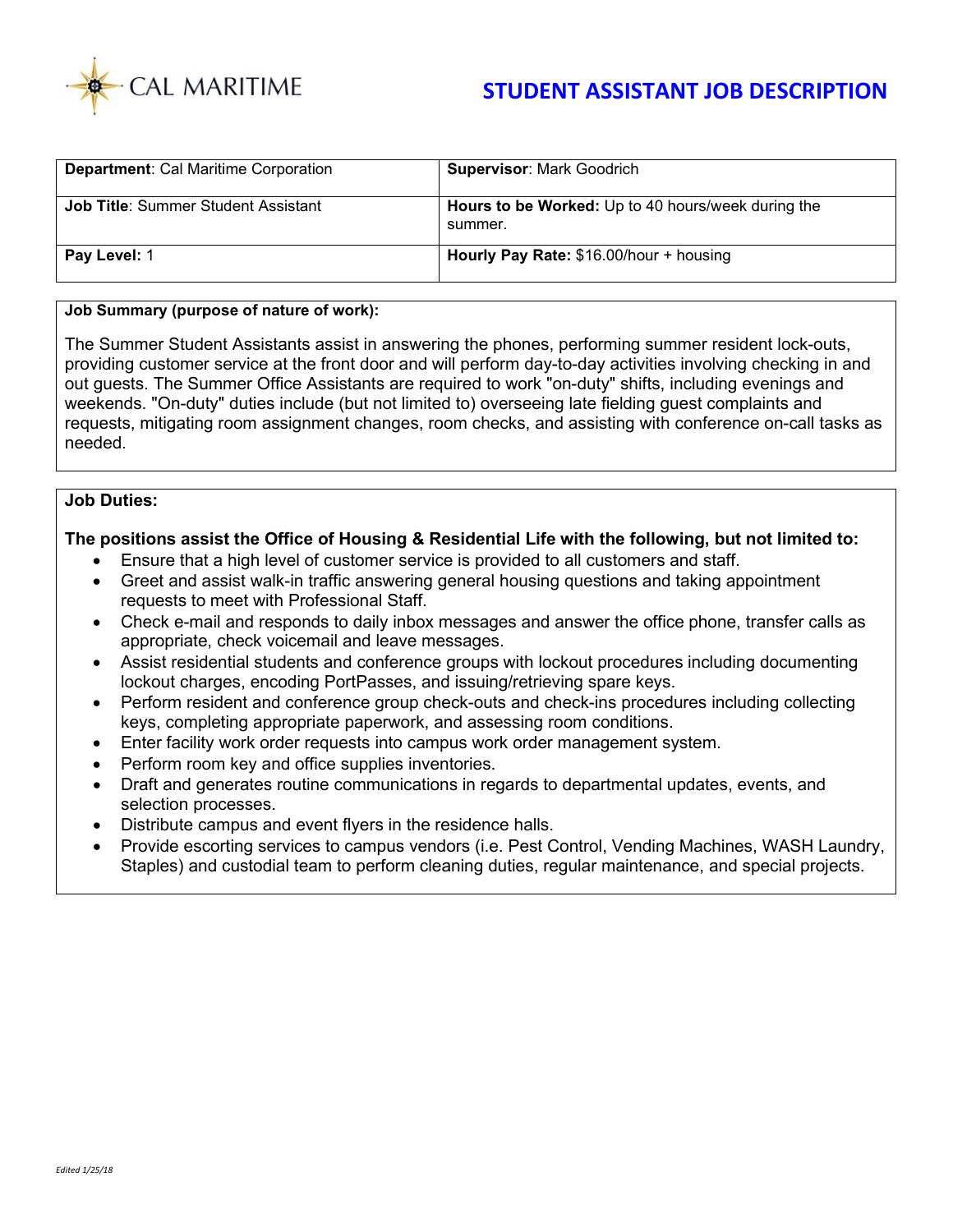CAL MARITIME

# STUDENT ASSISTANT JOB DESCRIPTION

| **Department**: Cal Maritime Corporation | **Supervisor**: Mark Goodrich |
|---|---|
| **Job Title**: Summer Student Assistant | **Hours to be Worked:** Up to 40 hours/week during the summer. |
| **Pay Level:** 1 | **Hourly Pay Rate:** $16.00/hour + housing |

**Job Summary (purpose of nature of work):**

The Summer Student Assistants assist in answering the phones, performing summer resident lock-outs, providing customer service at the front door and will perform day-to-day activities involving checking in and out guests. The Summer Office Assistants are required to work "on-duty" shifts, including evenings and weekends. "On-duty" duties include (but not limited to) overseeing late fielding guest complaints and requests, mitigating room assignment changes, room checks, and assisting with conference on-call tasks as needed.

**Job Duties:**

**The positions assist the Office of Housing & Residential Life with the following, but not limited to:**

- Ensure that a high level of customer service is provided to all customers and staff.
- Greet and assist walk-in traffic answering general housing questions and taking appointment requests to meet with Professional Staff.
- Check e-mail and responds to daily inbox messages and answer the office phone, transfer calls as appropriate, check voicemail and leave messages.
- Assist residential students and conference groups with lockout procedures including documenting lockout charges, encoding PortPasses, and issuing/retrieving spare keys.
- Perform resident and conference group check-outs and check-ins procedures including collecting keys, completing appropriate paperwork, and assessing room conditions.
- Enter facility work order requests into campus work order management system.
- Perform room key and office supplies inventories.
- Draft and generates routine communications in regards to departmental updates, events, and selection processes.
- Distribute campus and event flyers in the residence halls.
- Provide escorting services to campus vendors (i.e. Pest Control, Vending Machines, WASH Laundry, Staples) and custodial team to perform cleaning duties, regular maintenance, and special projects.

*Edited 1/25/18*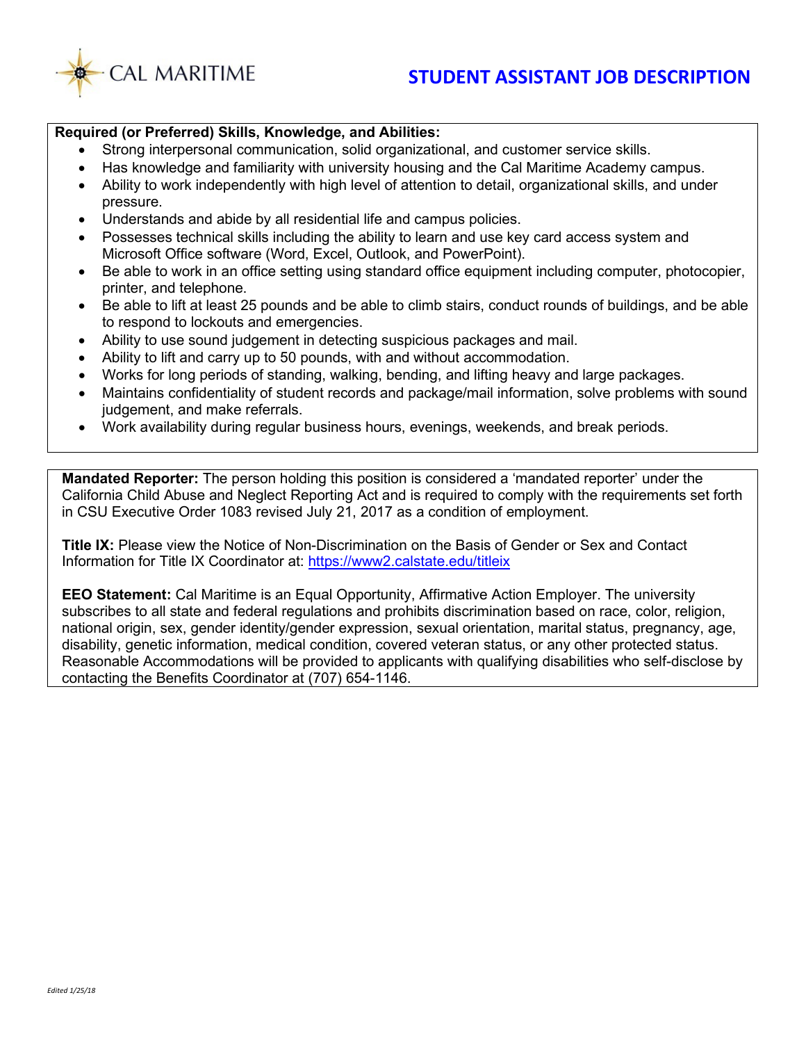**Required (or Preferred) Skills, Knowledge, and Abilities:**

- Strong interpersonal communication, solid organizational, and customer service skills.
- Has knowledge and familiarity with university housing and the Cal Maritime Academy campus.
- Ability to work independently with high level of attention to detail, organizational skills, and under pressure.
- Understands and abide by all residential life and campus policies.
- Possesses technical skills including the ability to learn and use key card access system and Microsoft Office software (Word, Excel, Outlook, and PowerPoint).
- Be able to work in an office setting using standard office equipment including computer, photocopier, printer, and telephone.
- Be able to lift at least 25 pounds and be able to climb stairs, conduct rounds of buildings, and be able to respond to lockouts and emergencies.
- Ability to use sound judgement in detecting suspicious packages and mail.
- Ability to lift and carry up to 50 pounds, with and without accommodation.
- Works for long periods of standing, walking, bending, and lifting heavy and large packages.
- Maintains confidentiality of student records and package/mail information, solve problems with sound judgement, and make referrals.
- Work availability during regular business hours, evenings, weekends, and break periods.

**Mandated Reporter:** The person holding this position is considered a 'mandated reporter' under the California Child Abuse and Neglect Reporting Act and is required to comply with the requirements set forth in CSU Executive Order 1083 revised July 21, 2017 as a condition of employment.

**Title IX:** Please view the Notice of Non-Discrimination on the Basis of Gender or Sex and Contact Information for Title IX Coordinator at: https://www2.calstate.edu/titleix

**EEO Statement:** Cal Maritime is an Equal Opportunity, Affirmative Action Employer. The university subscribes to all state and federal regulations and prohibits discrimination based on race, color, religion, national origin, sex, gender identity/gender expression, sexual orientation, marital status, pregnancy, age, disability, genetic information, medical condition, covered veteran status, or any other protected status. Reasonable Accommodations will be provided to applicants with qualifying disabilities who self-disclose by contacting the Benefits Coordinator at (707) 654-1146.

*Edited 1/25/18*